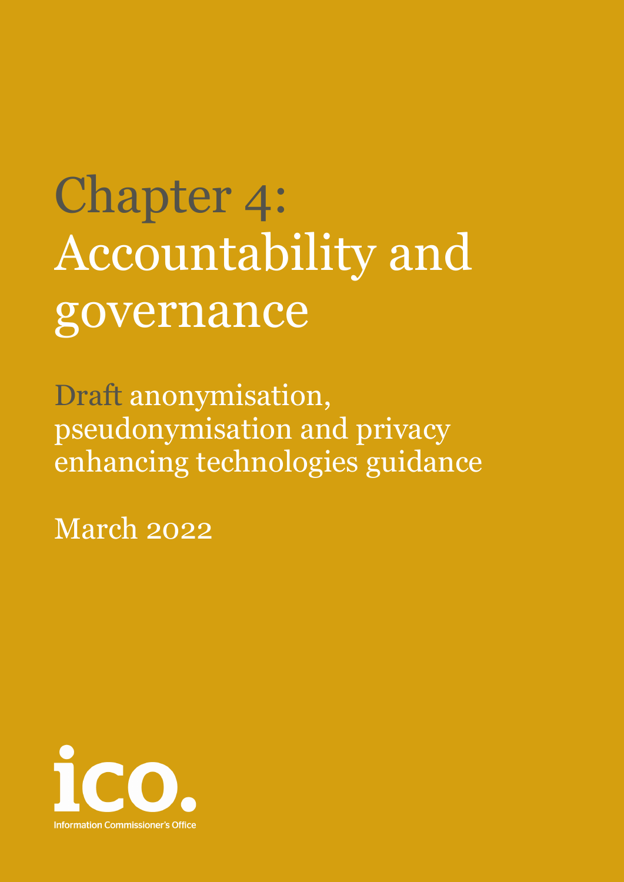# Chapter 4: Accountability and governance

Draft anonymisation, pseudonymisation and privacy enhancing technologies guidance

March 2022

ico.

Information Commissioner's Office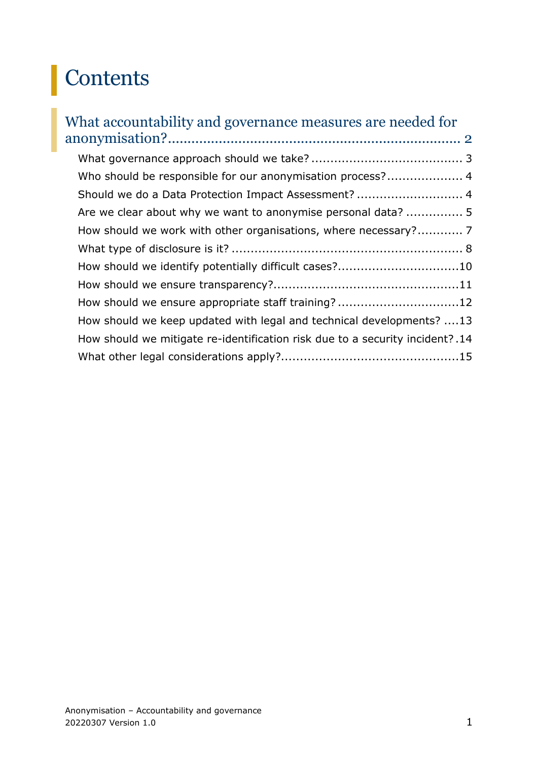# Contents

What accountability and governance measures are needed for anonymisation? ........................................................................ 2

- What governance approach should we take? ........................................ 3
- Who should be responsible for our anonymisation process? .................... 4
- Should we do a Data Protection Impact Assessment? ............................ 4
- Are we clear about why we want to anonymise personal data? ............... 5
- How should we work with other organisations, where necessary? ............ 7
- What type of disclosure is it? ............................................................ 8
- How should we identify potentially difficult cases? ................................ 10
- How should we ensure transparency? ................................................. 11
- How should we ensure appropriate staff training? ................................ 12
- How should we keep updated with legal and technical developments? .... 13
- How should we mitigate re-identification risk due to a security incident? . 14
- What other legal considerations apply? ............................................... 15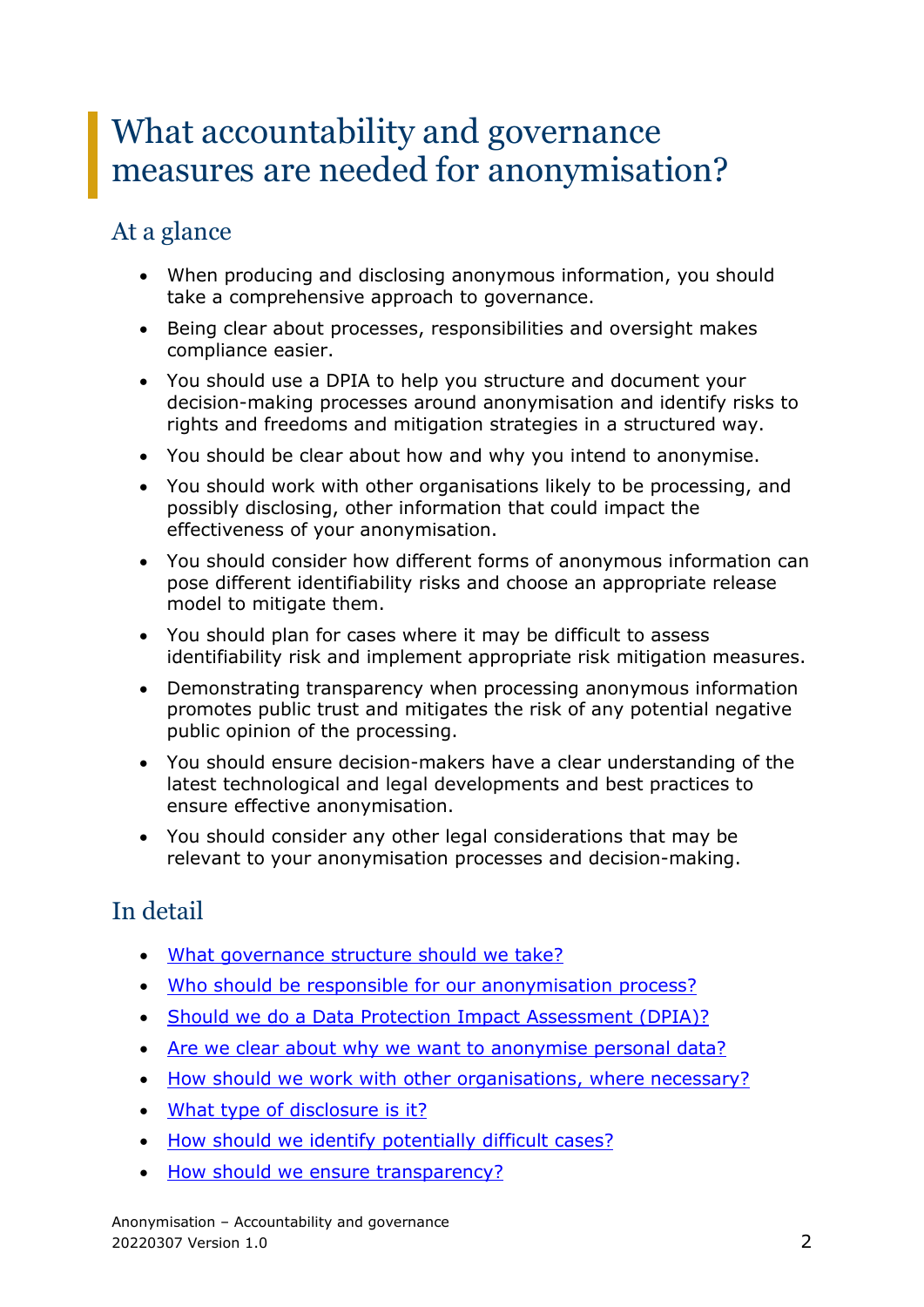# What accountability and governance measures are needed for anonymisation?

## At a glance

- When producing and disclosing anonymous information, you should take a comprehensive approach to governance.
- Being clear about processes, responsibilities and oversight makes compliance easier.
- You should use a DPIA to help you structure and document your decision-making processes around anonymisation and identify risks to rights and freedoms and mitigation strategies in a structured way.
- You should be clear about how and why you intend to anonymise.
- You should work with other organisations likely to be processing, and possibly disclosing, other information that could impact the effectiveness of your anonymisation.
- You should consider how different forms of anonymous information can pose different identifiability risks and choose an appropriate release model to mitigate them.
- You should plan for cases where it may be difficult to assess identifiability risk and implement appropriate risk mitigation measures.
- Demonstrating transparency when processing anonymous information promotes public trust and mitigates the risk of any potential negative public opinion of the processing.
- You should ensure decision-makers have a clear understanding of the latest technological and legal developments and best practices to ensure effective anonymisation.
- You should consider any other legal considerations that may be relevant to your anonymisation processes and decision-making.

## In detail

- What governance structure should we take?
- Who should be responsible for our anonymisation process?
- Should we do a Data Protection Impact Assessment (DPIA)?
- Are we clear about why we want to anonymise personal data?
- How should we work with other organisations, where necessary?
- What type of disclosure is it?
- How should we identify potentially difficult cases?
- How should we ensure transparency?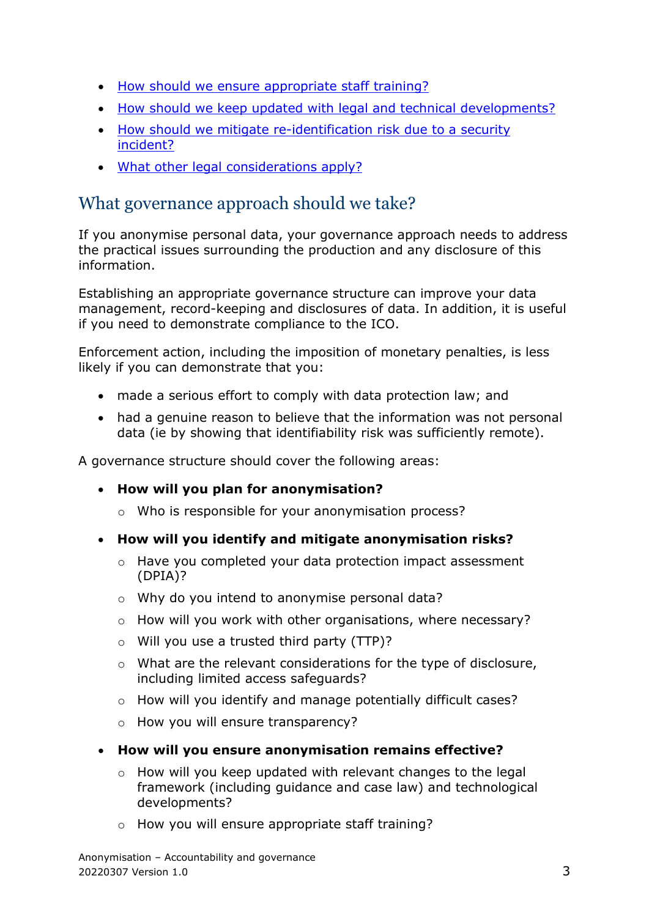- [How should we ensure appropriate staff training?]
- [How should we keep updated with legal and technical developments?]
- [How should we mitigate re-identification risk due to a security incident?]
- [What other legal considerations apply?]

## What governance approach should we take?

If you anonymise personal data, your governance approach needs to address the practical issues surrounding the production and any disclosure of this information.

Establishing an appropriate governance structure can improve your data management, record-keeping and disclosures of data. In addition, it is useful if you need to demonstrate compliance to the ICO.

Enforcement action, including the imposition of monetary penalties, is less likely if you can demonstrate that you:

- made a serious effort to comply with data protection law; and
- had a genuine reason to believe that the information was not personal data (ie by showing that identifiability risk was sufficiently remote).

A governance structure should cover the following areas:

- **How will you plan for anonymisation?**
  - Who is responsible for your anonymisation process?
- **How will you identify and mitigate anonymisation risks?**
  - Have you completed your data protection impact assessment (DPIA)?
  - Why do you intend to anonymise personal data?
  - How will you work with other organisations, where necessary?
  - Will you use a trusted third party (TTP)?
  - What are the relevant considerations for the type of disclosure, including limited access safeguards?
  - How will you identify and manage potentially difficult cases?
  - How you will ensure transparency?
- **How will you ensure anonymisation remains effective?**
  - How will you keep updated with relevant changes to the legal framework (including guidance and case law) and technological developments?
  - How you will ensure appropriate staff training?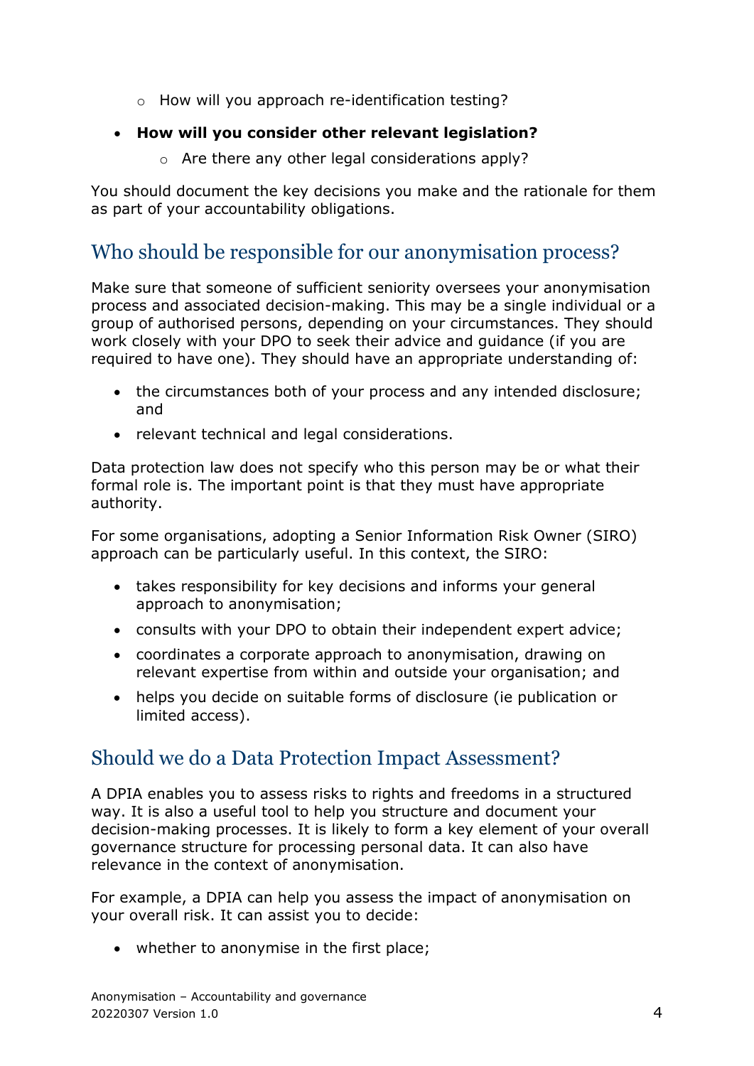- How will you approach re-identification testing?

- **How will you consider other relevant legislation?**
  - Are there any other legal considerations apply?

You should document the key decisions you make and the rationale for them as part of your accountability obligations.

## Who should be responsible for our anonymisation process?

Make sure that someone of sufficient seniority oversees your anonymisation process and associated decision-making. This may be a single individual or a group of authorised persons, depending on your circumstances. They should work closely with your DPO to seek their advice and guidance (if you are required to have one). They should have an appropriate understanding of:

- the circumstances both of your process and any intended disclosure; and
- relevant technical and legal considerations.

Data protection law does not specify who this person may be or what their formal role is. The important point is that they must have appropriate authority.

For some organisations, adopting a Senior Information Risk Owner (SIRO) approach can be particularly useful. In this context, the SIRO:

- takes responsibility for key decisions and informs your general approach to anonymisation;
- consults with your DPO to obtain their independent expert advice;
- coordinates a corporate approach to anonymisation, drawing on relevant expertise from within and outside your organisation; and
- helps you decide on suitable forms of disclosure (ie publication or limited access).

## Should we do a Data Protection Impact Assessment?

A DPIA enables you to assess risks to rights and freedoms in a structured way. It is also a useful tool to help you structure and document your decision-making processes. It is likely to form a key element of your overall governance structure for processing personal data. It can also have relevance in the context of anonymisation.

For example, a DPIA can help you assess the impact of anonymisation on your overall risk. It can assist you to decide:

- whether to anonymise in the first place;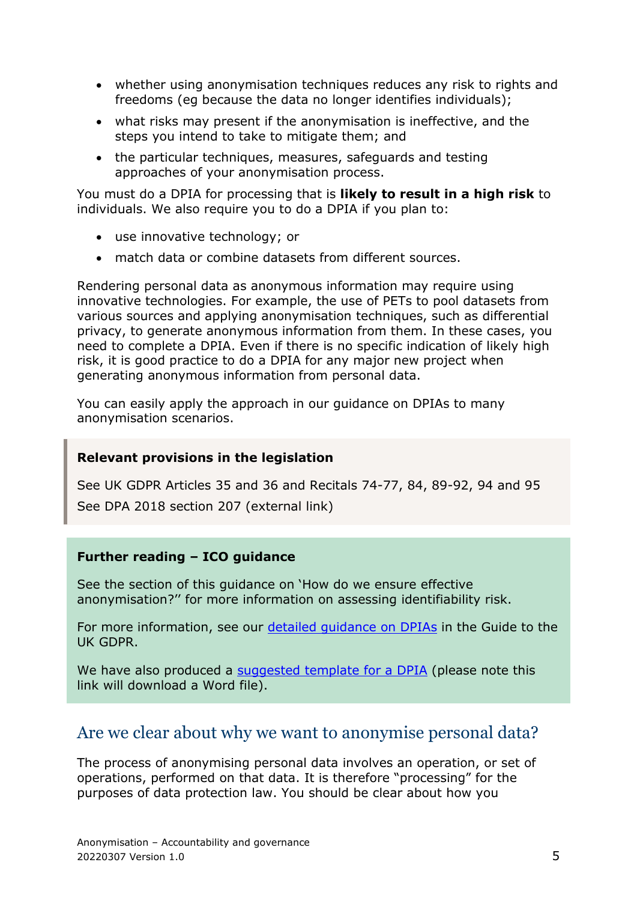- whether using anonymisation techniques reduces any risk to rights and freedoms (eg because the data no longer identifies individuals);
- what risks may present if the anonymisation is ineffective, and the steps you intend to take to mitigate them; and
- the particular techniques, measures, safeguards and testing approaches of your anonymisation process.

You must do a DPIA for processing that is **likely to result in a high risk** to individuals. We also require you to do a DPIA if you plan to:

- use innovative technology; or
- match data or combine datasets from different sources.

Rendering personal data as anonymous information may require using innovative technologies. For example, the use of PETs to pool datasets from various sources and applying anonymisation techniques, such as differential privacy, to generate anonymous information from them. In these cases, you need to complete a DPIA. Even if there is no specific indication of likely high risk, it is good practice to do a DPIA for any major new project when generating anonymous information from personal data.

You can easily apply the approach in our guidance on DPIAs to many anonymisation scenarios.

**Relevant provisions in the legislation**

See UK GDPR Articles 35 and 36 and Recitals 74-77, 84, 89-92, 94 and 95

See DPA 2018 section 207 (external link)

**Further reading – ICO guidance**

See the section of this guidance on 'How do we ensure effective anonymisation?'' for more information on assessing identifiability risk.

For more information, see our detailed guidance on DPIAs in the Guide to the UK GDPR.

We have also produced a suggested template for a DPIA (please note this link will download a Word file).

## Are we clear about why we want to anonymise personal data?

The process of anonymising personal data involves an operation, or set of operations, performed on that data. It is therefore "processing" for the purposes of data protection law. You should be clear about how you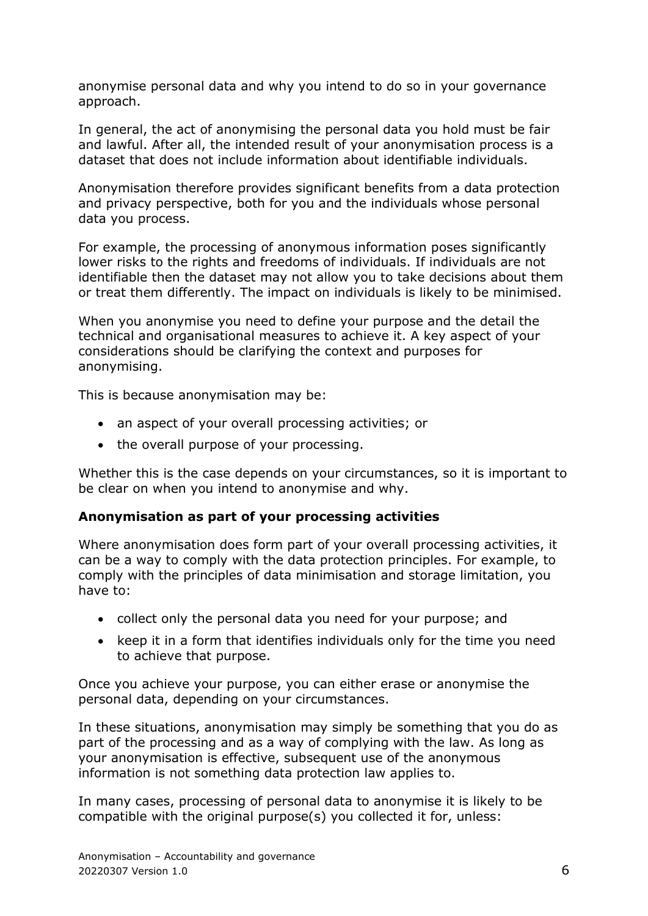anonymise personal data and why you intend to do so in your governance approach.

In general, the act of anonymising the personal data you hold must be fair and lawful. After all, the intended result of your anonymisation process is a dataset that does not include information about identifiable individuals.

Anonymisation therefore provides significant benefits from a data protection and privacy perspective, both for you and the individuals whose personal data you process.

For example, the processing of anonymous information poses significantly lower risks to the rights and freedoms of individuals. If individuals are not identifiable then the dataset may not allow you to take decisions about them or treat them differently. The impact on individuals is likely to be minimised.

When you anonymise you need to define your purpose and the detail the technical and organisational measures to achieve it. A key aspect of your considerations should be clarifying the context and purposes for anonymising.

This is because anonymisation may be:

- an aspect of your overall processing activities; or
- the overall purpose of your processing.

Whether this is the case depends on your circumstances, so it is important to be clear on when you intend to anonymise and why.

**Anonymisation as part of your processing activities**

Where anonymisation does form part of your overall processing activities, it can be a way to comply with the data protection principles. For example, to comply with the principles of data minimisation and storage limitation, you have to:

- collect only the personal data you need for your purpose; and
- keep it in a form that identifies individuals only for the time you need to achieve that purpose.

Once you achieve your purpose, you can either erase or anonymise the personal data, depending on your circumstances.

In these situations, anonymisation may simply be something that you do as part of the processing and as a way of complying with the law. As long as your anonymisation is effective, subsequent use of the anonymous information is not something data protection law applies to.

In many cases, processing of personal data to anonymise it is likely to be compatible with the original purpose(s) you collected it for, unless: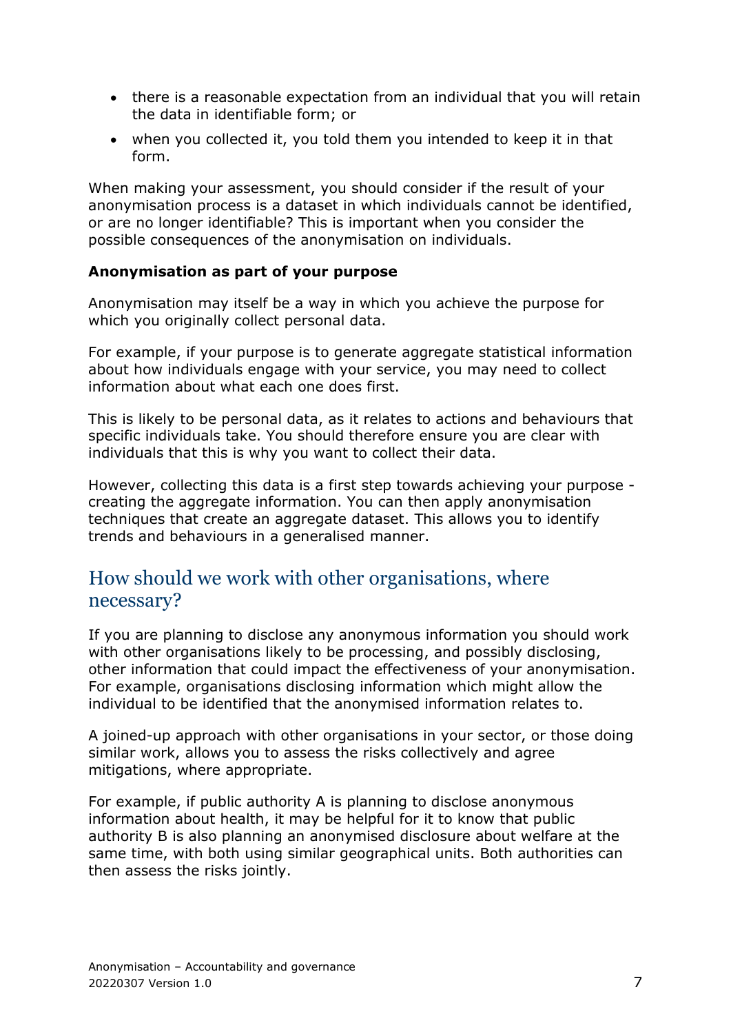- there is a reasonable expectation from an individual that you will retain the data in identifiable form; or
- when you collected it, you told them you intended to keep it in that form.

When making your assessment, you should consider if the result of your anonymisation process is a dataset in which individuals cannot be identified, or are no longer identifiable? This is important when you consider the possible consequences of the anonymisation on individuals.

**Anonymisation as part of your purpose**

Anonymisation may itself be a way in which you achieve the purpose for which you originally collect personal data.

For example, if your purpose is to generate aggregate statistical information about how individuals engage with your service, you may need to collect information about what each one does first.

This is likely to be personal data, as it relates to actions and behaviours that specific individuals take. You should therefore ensure you are clear with individuals that this is why you want to collect their data.

However, collecting this data is a first step towards achieving your purpose - creating the aggregate information. You can then apply anonymisation techniques that create an aggregate dataset. This allows you to identify trends and behaviours in a generalised manner.

## How should we work with other organisations, where necessary?

If you are planning to disclose any anonymous information you should work with other organisations likely to be processing, and possibly disclosing, other information that could impact the effectiveness of your anonymisation. For example, organisations disclosing information which might allow the individual to be identified that the anonymised information relates to.

A joined-up approach with other organisations in your sector, or those doing similar work, allows you to assess the risks collectively and agree mitigations, where appropriate.

For example, if public authority A is planning to disclose anonymous information about health, it may be helpful for it to know that public authority B is also planning an anonymised disclosure about welfare at the same time, with both using similar geographical units. Both authorities can then assess the risks jointly.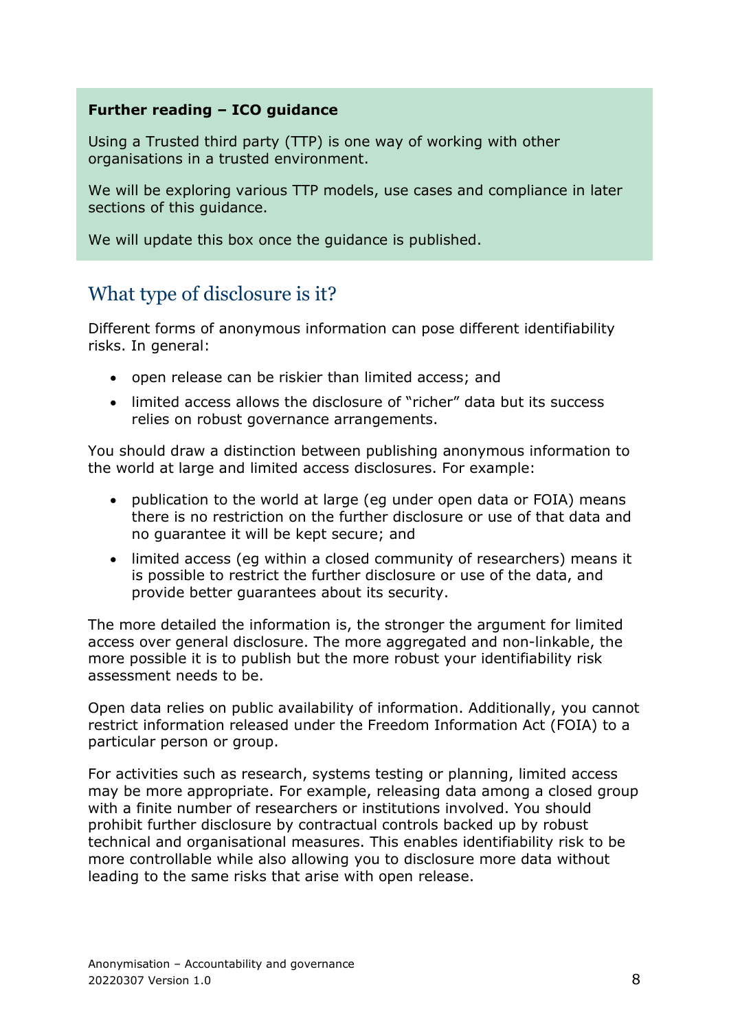**Further reading – ICO guidance**

Using a Trusted third party (TTP) is one way of working with other organisations in a trusted environment.

We will be exploring various TTP models, use cases and compliance in later sections of this guidance.

We will update this box once the guidance is published.

## What type of disclosure is it?

Different forms of anonymous information can pose different identifiability risks. In general:

- open release can be riskier than limited access; and
- limited access allows the disclosure of "richer" data but its success relies on robust governance arrangements.

You should draw a distinction between publishing anonymous information to the world at large and limited access disclosures. For example:

- publication to the world at large (eg under open data or FOIA) means there is no restriction on the further disclosure or use of that data and no guarantee it will be kept secure; and
- limited access (eg within a closed community of researchers) means it is possible to restrict the further disclosure or use of the data, and provide better guarantees about its security.

The more detailed the information is, the stronger the argument for limited access over general disclosure. The more aggregated and non-linkable, the more possible it is to publish but the more robust your identifiability risk assessment needs to be.

Open data relies on public availability of information. Additionally, you cannot restrict information released under the Freedom Information Act (FOIA) to a particular person or group.

For activities such as research, systems testing or planning, limited access may be more appropriate. For example, releasing data among a closed group with a finite number of researchers or institutions involved. You should prohibit further disclosure by contractual controls backed up by robust technical and organisational measures. This enables identifiability risk to be more controllable while also allowing you to disclosure more data without leading to the same risks that arise with open release.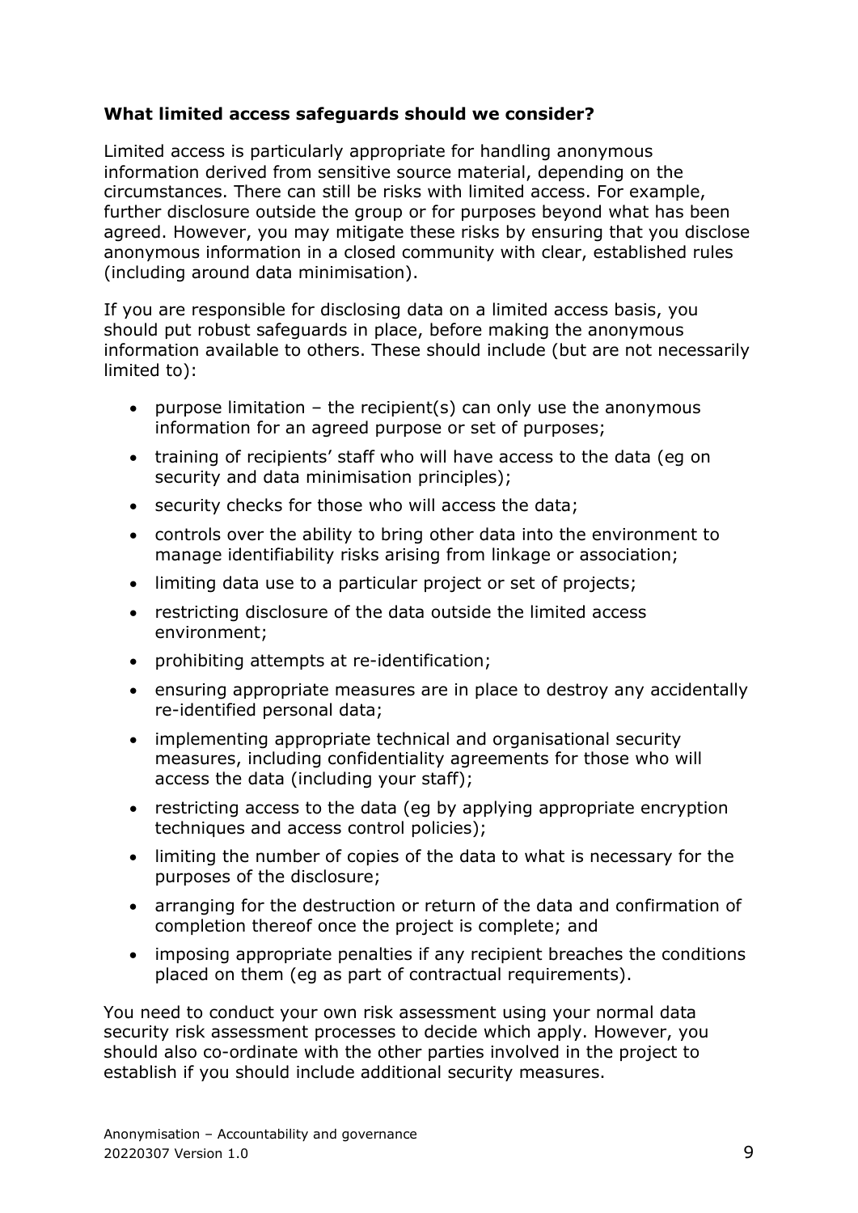### What limited access safeguards should we consider?

Limited access is particularly appropriate for handling anonymous information derived from sensitive source material, depending on the circumstances. There can still be risks with limited access. For example, further disclosure outside the group or for purposes beyond what has been agreed. However, you may mitigate these risks by ensuring that you disclose anonymous information in a closed community with clear, established rules (including around data minimisation).

If you are responsible for disclosing data on a limited access basis, you should put robust safeguards in place, before making the anonymous information available to others. These should include (but are not necessarily limited to):

- purpose limitation – the recipient(s) can only use the anonymous information for an agreed purpose or set of purposes;
- training of recipients' staff who will have access to the data (eg on security and data minimisation principles);
- security checks for those who will access the data;
- controls over the ability to bring other data into the environment to manage identifiability risks arising from linkage or association;
- limiting data use to a particular project or set of projects;
- restricting disclosure of the data outside the limited access environment;
- prohibiting attempts at re-identification;
- ensuring appropriate measures are in place to destroy any accidentally re-identified personal data;
- implementing appropriate technical and organisational security measures, including confidentiality agreements for those who will access the data (including your staff);
- restricting access to the data (eg by applying appropriate encryption techniques and access control policies);
- limiting the number of copies of the data to what is necessary for the purposes of the disclosure;
- arranging for the destruction or return of the data and confirmation of completion thereof once the project is complete; and
- imposing appropriate penalties if any recipient breaches the conditions placed on them (eg as part of contractual requirements).

You need to conduct your own risk assessment using your normal data security risk assessment processes to decide which apply. However, you should also co-ordinate with the other parties involved in the project to establish if you should include additional security measures.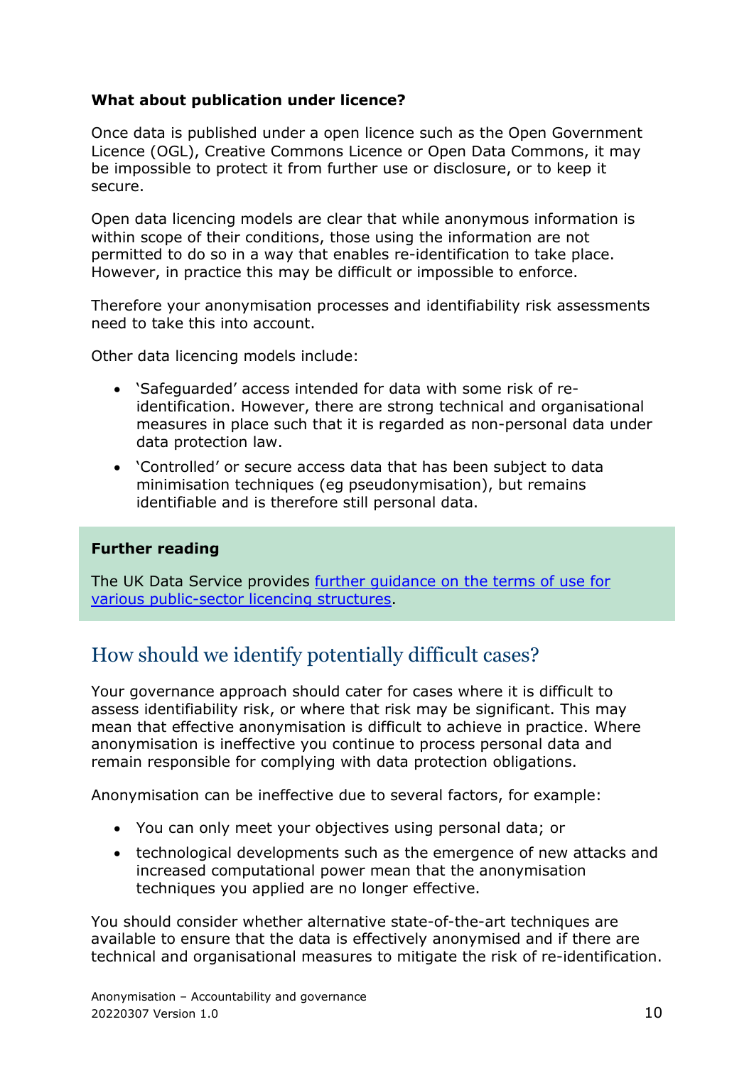**What about publication under licence?**

Once data is published under a open licence such as the Open Government Licence (OGL), Creative Commons Licence or Open Data Commons, it may be impossible to protect it from further use or disclosure, or to keep it secure.

Open data licencing models are clear that while anonymous information is within scope of their conditions, those using the information are not permitted to do so in a way that enables re-identification to take place. However, in practice this may be difficult or impossible to enforce.

Therefore your anonymisation processes and identifiability risk assessments need to take this into account.

Other data licencing models include:

- 'Safeguarded' access intended for data with some risk of re-identification. However, there are strong technical and organisational measures in place such that it is regarded as non-personal data under data protection law.
- 'Controlled' or secure access data that has been subject to data minimisation techniques (eg pseudonymisation), but remains identifiable and is therefore still personal data.

> **Further reading**
>
> The UK Data Service provides [further guidance on the terms of use for various public-sector licencing structures](#).

## How should we identify potentially difficult cases?

Your governance approach should cater for cases where it is difficult to assess identifiability risk, or where that risk may be significant. This may mean that effective anonymisation is difficult to achieve in practice. Where anonymisation is ineffective you continue to process personal data and remain responsible for complying with data protection obligations.

Anonymisation can be ineffective due to several factors, for example:

- You can only meet your objectives using personal data; or
- technological developments such as the emergence of new attacks and increased computational power mean that the anonymisation techniques you applied are no longer effective.

You should consider whether alternative state-of-the-art techniques are available to ensure that the data is effectively anonymised and if there are technical and organisational measures to mitigate the risk of re-identification.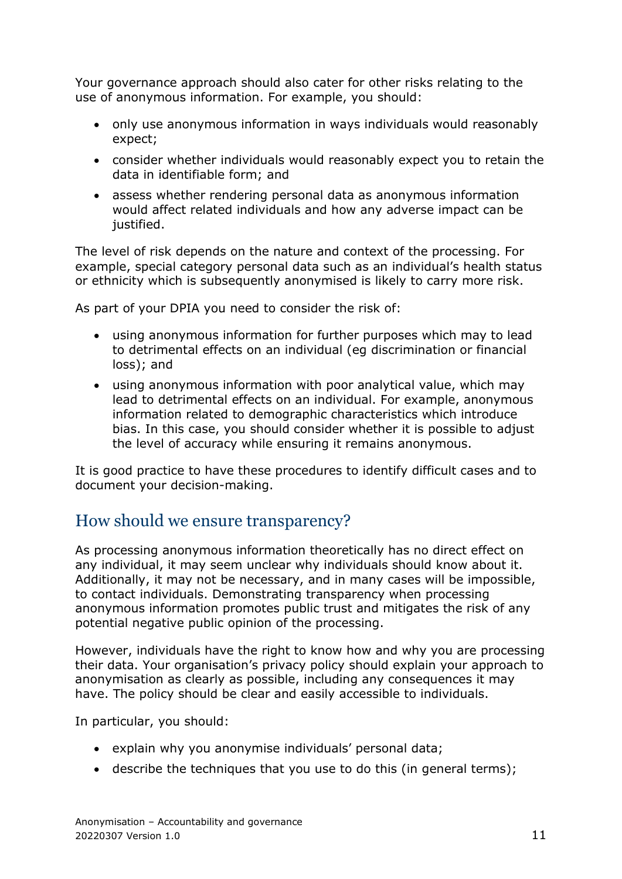Your governance approach should also cater for other risks relating to the use of anonymous information. For example, you should:

- only use anonymous information in ways individuals would reasonably expect;
- consider whether individuals would reasonably expect you to retain the data in identifiable form; and
- assess whether rendering personal data as anonymous information would affect related individuals and how any adverse impact can be justified.

The level of risk depends on the nature and context of the processing. For example, special category personal data such as an individual's health status or ethnicity which is subsequently anonymised is likely to carry more risk.

As part of your DPIA you need to consider the risk of:

- using anonymous information for further purposes which may to lead to detrimental effects on an individual (eg discrimination or financial loss); and
- using anonymous information with poor analytical value, which may lead to detrimental effects on an individual. For example, anonymous information related to demographic characteristics which introduce bias. In this case, you should consider whether it is possible to adjust the level of accuracy while ensuring it remains anonymous.

It is good practice to have these procedures to identify difficult cases and to document your decision-making.

## How should we ensure transparency?

As processing anonymous information theoretically has no direct effect on any individual, it may seem unclear why individuals should know about it. Additionally, it may not be necessary, and in many cases will be impossible, to contact individuals. Demonstrating transparency when processing anonymous information promotes public trust and mitigates the risk of any potential negative public opinion of the processing.

However, individuals have the right to know how and why you are processing their data. Your organisation's privacy policy should explain your approach to anonymisation as clearly as possible, including any consequences it may have. The policy should be clear and easily accessible to individuals.

In particular, you should:

- explain why you anonymise individuals' personal data;
- describe the techniques that you use to do this (in general terms);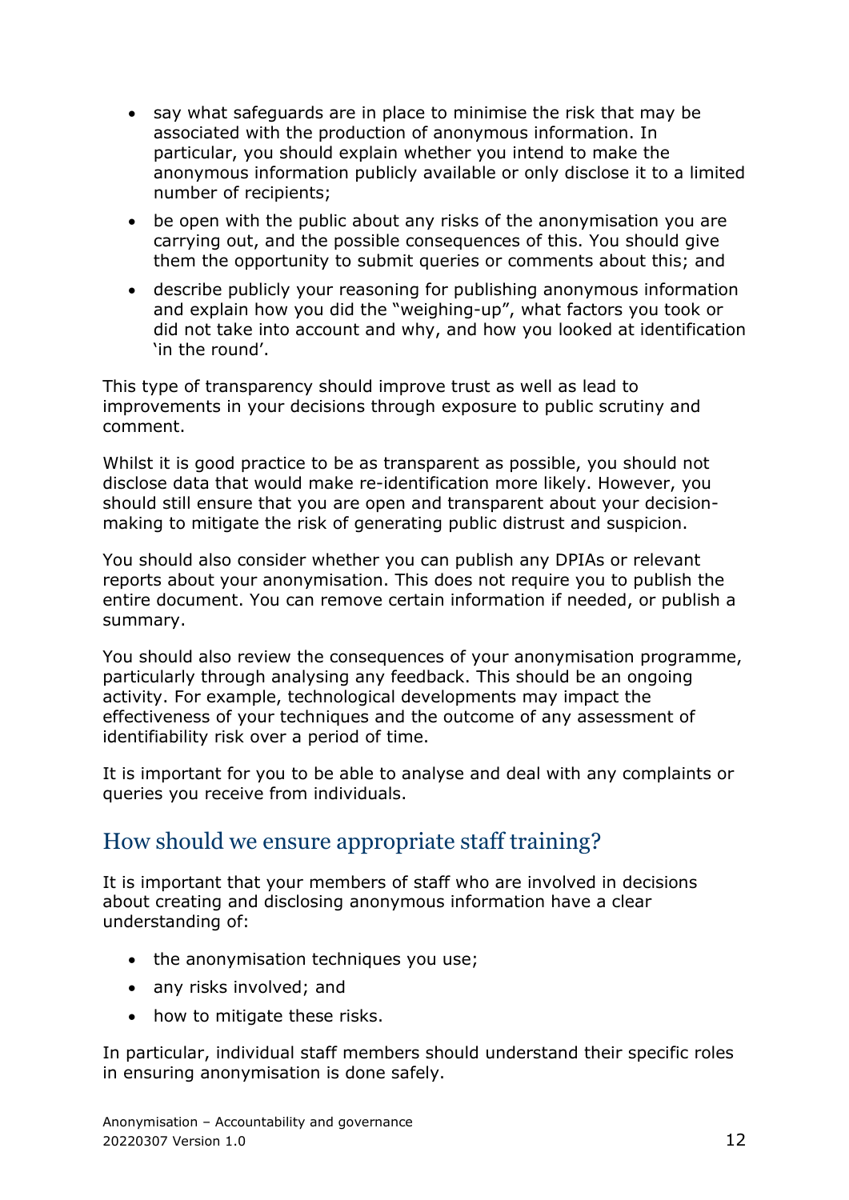- say what safeguards are in place to minimise the risk that may be associated with the production of anonymous information. In particular, you should explain whether you intend to make the anonymous information publicly available or only disclose it to a limited number of recipients;
- be open with the public about any risks of the anonymisation you are carrying out, and the possible consequences of this. You should give them the opportunity to submit queries or comments about this; and
- describe publicly your reasoning for publishing anonymous information and explain how you did the "weighing-up", what factors you took or did not take into account and why, and how you looked at identification 'in the round'.

This type of transparency should improve trust as well as lead to improvements in your decisions through exposure to public scrutiny and comment.

Whilst it is good practice to be as transparent as possible, you should not disclose data that would make re-identification more likely. However, you should still ensure that you are open and transparent about your decision-making to mitigate the risk of generating public distrust and suspicion.

You should also consider whether you can publish any DPIAs or relevant reports about your anonymisation. This does not require you to publish the entire document. You can remove certain information if needed, or publish a summary.

You should also review the consequences of your anonymisation programme, particularly through analysing any feedback. This should be an ongoing activity. For example, technological developments may impact the effectiveness of your techniques and the outcome of any assessment of identifiability risk over a period of time.

It is important for you to be able to analyse and deal with any complaints or queries you receive from individuals.

## How should we ensure appropriate staff training?

It is important that your members of staff who are involved in decisions about creating and disclosing anonymous information have a clear understanding of:

- the anonymisation techniques you use;
- any risks involved; and
- how to mitigate these risks.

In particular, individual staff members should understand their specific roles in ensuring anonymisation is done safely.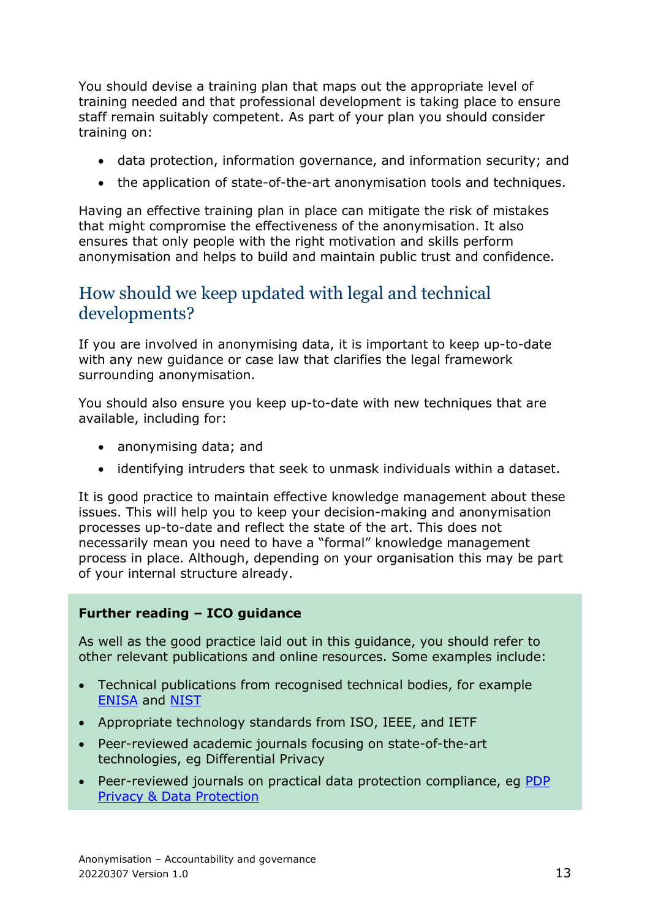You should devise a training plan that maps out the appropriate level of training needed and that professional development is taking place to ensure staff remain suitably competent. As part of your plan you should consider training on:

- data protection, information governance, and information security; and
- the application of state-of-the-art anonymisation tools and techniques.

Having an effective training plan in place can mitigate the risk of mistakes that might compromise the effectiveness of the anonymisation. It also ensures that only people with the right motivation and skills perform anonymisation and helps to build and maintain public trust and confidence.

## How should we keep updated with legal and technical developments?

If you are involved in anonymising data, it is important to keep up-to-date with any new guidance or case law that clarifies the legal framework surrounding anonymisation.

You should also ensure you keep up-to-date with new techniques that are available, including for:

- anonymising data; and
- identifying intruders that seek to unmask individuals within a dataset.

It is good practice to maintain effective knowledge management about these issues. This will help you to keep your decision-making and anonymisation processes up-to-date and reflect the state of the art. This does not necessarily mean you need to have a "formal" knowledge management process in place. Although, depending on your organisation this may be part of your internal structure already.

**Further reading – ICO guidance**

As well as the good practice laid out in this guidance, you should refer to other relevant publications and online resources. Some examples include:

- Technical publications from recognised technical bodies, for example ENISA and NIST
- Appropriate technology standards from ISO, IEEE, and IETF
- Peer-reviewed academic journals focusing on state-of-the-art technologies, eg Differential Privacy
- Peer-reviewed journals on practical data protection compliance, eg PDP Privacy & Data Protection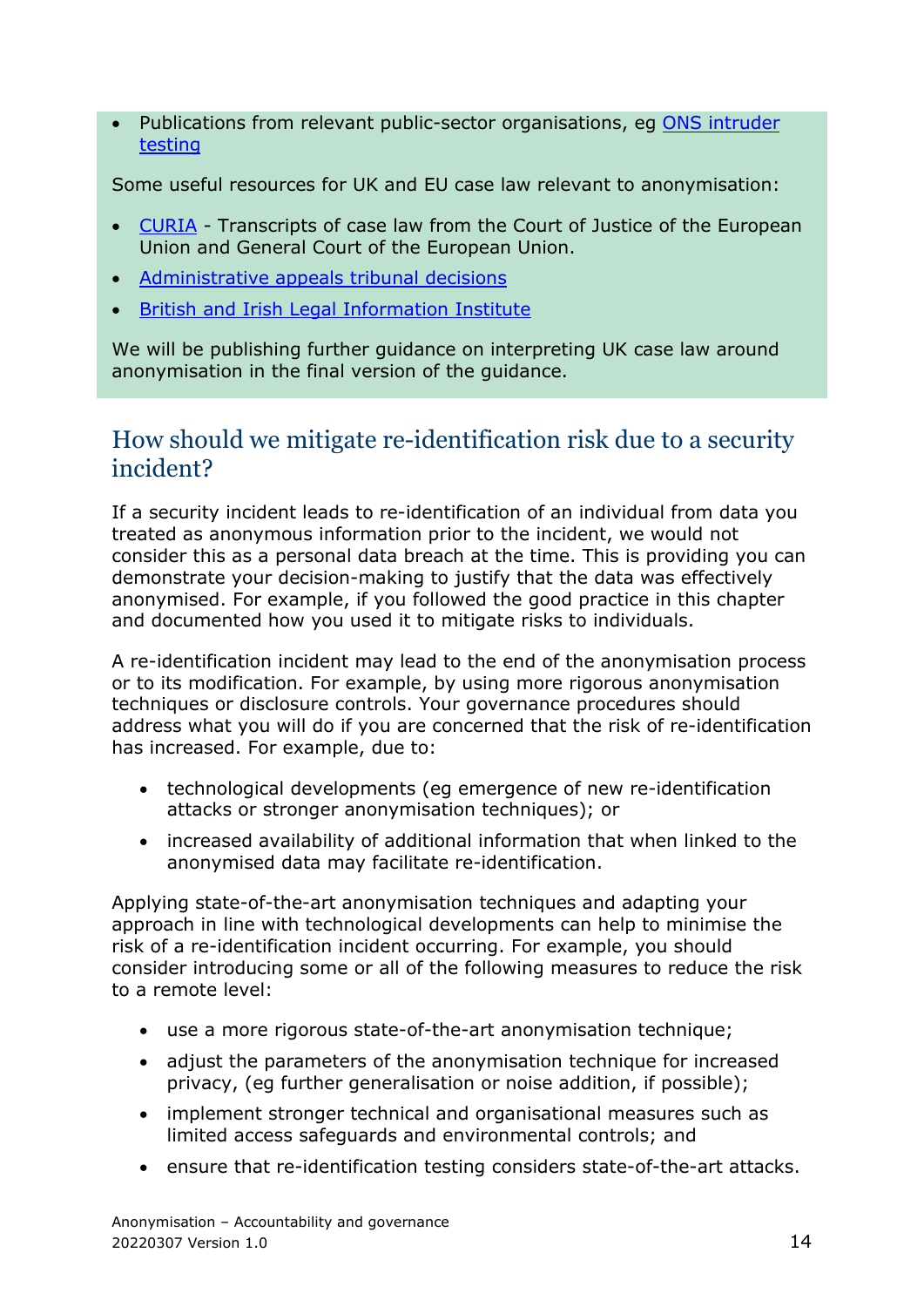- Publications from relevant public-sector organisations, eg ONS intruder testing

Some useful resources for UK and EU case law relevant to anonymisation:

- CURIA - Transcripts of case law from the Court of Justice of the European Union and General Court of the European Union.
- Administrative appeals tribunal decisions
- British and Irish Legal Information Institute

We will be publishing further guidance on interpreting UK case law around anonymisation in the final version of the guidance.

## How should we mitigate re-identification risk due to a security incident?

If a security incident leads to re-identification of an individual from data you treated as anonymous information prior to the incident, we would not consider this as a personal data breach at the time. This is providing you can demonstrate your decision-making to justify that the data was effectively anonymised. For example, if you followed the good practice in this chapter and documented how you used it to mitigate risks to individuals.

A re-identification incident may lead to the end of the anonymisation process or to its modification. For example, by using more rigorous anonymisation techniques or disclosure controls. Your governance procedures should address what you will do if you are concerned that the risk of re-identification has increased. For example, due to:

- technological developments (eg emergence of new re-identification attacks or stronger anonymisation techniques); or
- increased availability of additional information that when linked to the anonymised data may facilitate re-identification.

Applying state-of-the-art anonymisation techniques and adapting your approach in line with technological developments can help to minimise the risk of a re-identification incident occurring. For example, you should consider introducing some or all of the following measures to reduce the risk to a remote level:

- use a more rigorous state-of-the-art anonymisation technique;
- adjust the parameters of the anonymisation technique for increased privacy, (eg further generalisation or noise addition, if possible);
- implement stronger technical and organisational measures such as limited access safeguards and environmental controls; and
- ensure that re-identification testing considers state-of-the-art attacks.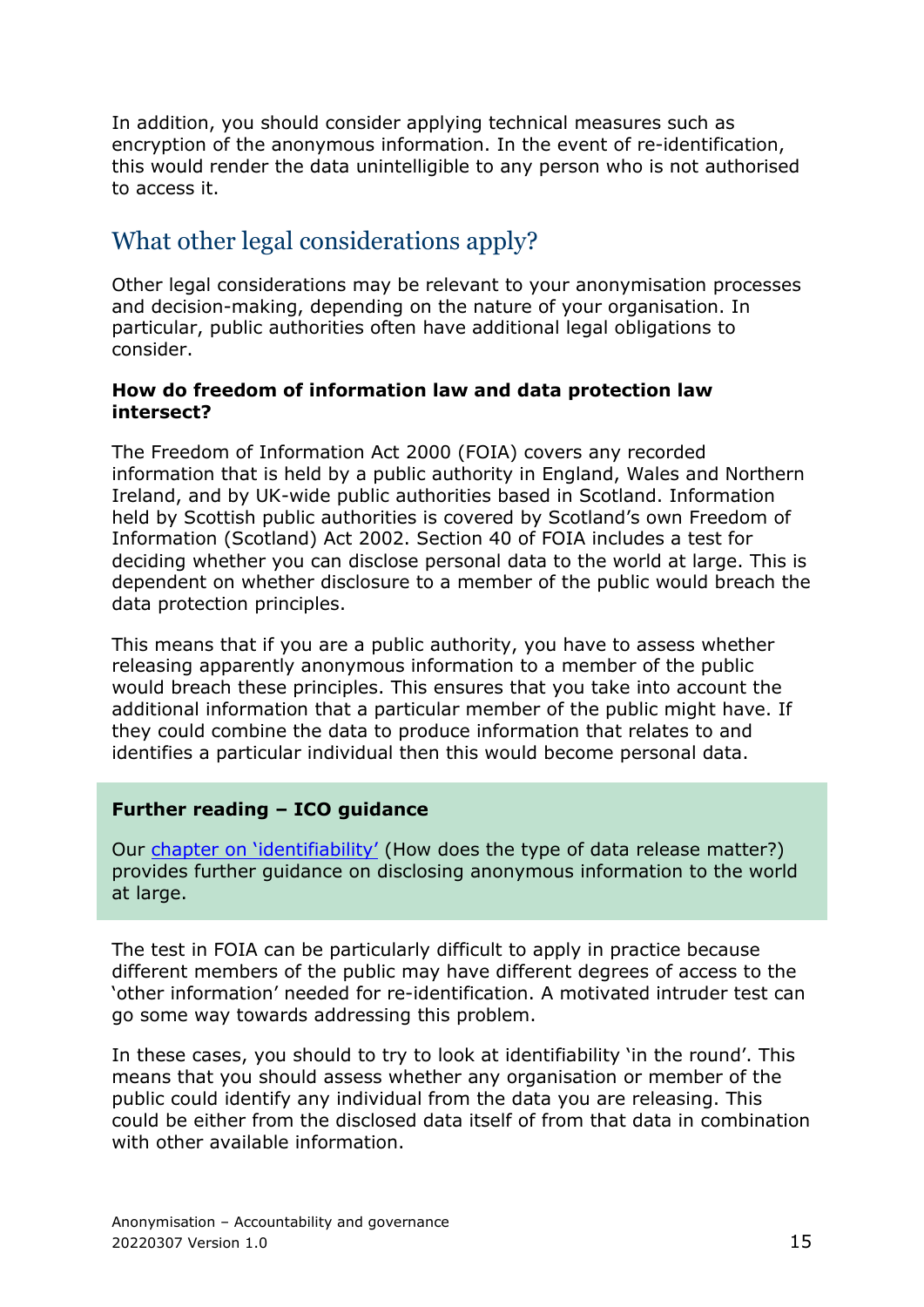In addition, you should consider applying technical measures such as encryption of the anonymous information. In the event of re-identification, this would render the data unintelligible to any person who is not authorised to access it.

## What other legal considerations apply?

Other legal considerations may be relevant to your anonymisation processes and decision-making, depending on the nature of your organisation. In particular, public authorities often have additional legal obligations to consider.

**How do freedom of information law and data protection law intersect?**

The Freedom of Information Act 2000 (FOIA) covers any recorded information that is held by a public authority in England, Wales and Northern Ireland, and by UK-wide public authorities based in Scotland. Information held by Scottish public authorities is covered by Scotland's own Freedom of Information (Scotland) Act 2002. Section 40 of FOIA includes a test for deciding whether you can disclose personal data to the world at large. This is dependent on whether disclosure to a member of the public would breach the data protection principles.

This means that if you are a public authority, you have to assess whether releasing apparently anonymous information to a member of the public would breach these principles. This ensures that you take into account the additional information that a particular member of the public might have. If they could combine the data to produce information that relates to and identifies a particular individual then this would become personal data.

**Further reading – ICO guidance**

Our chapter on 'identifiability' (How does the type of data release matter?) provides further guidance on disclosing anonymous information to the world at large.

The test in FOIA can be particularly difficult to apply in practice because different members of the public may have different degrees of access to the 'other information' needed for re-identification. A motivated intruder test can go some way towards addressing this problem.

In these cases, you should to try to look at identifiability 'in the round'. This means that you should assess whether any organisation or member of the public could identify any individual from the data you are releasing. This could be either from the disclosed data itself of from that data in combination with other available information.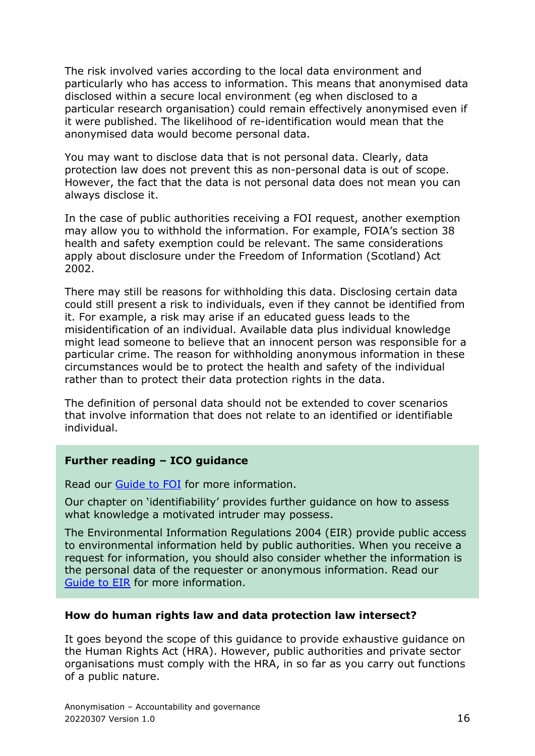The risk involved varies according to the local data environment and particularly who has access to information. This means that anonymised data disclosed within a secure local environment (eg when disclosed to a particular research organisation) could remain effectively anonymised even if it were published. The likelihood of re-identification would mean that the anonymised data would become personal data.

You may want to disclose data that is not personal data. Clearly, data protection law does not prevent this as non-personal data is out of scope. However, the fact that the data is not personal data does not mean you can always disclose it.

In the case of public authorities receiving a FOI request, another exemption may allow you to withhold the information. For example, FOIA's section 38 health and safety exemption could be relevant. The same considerations apply about disclosure under the Freedom of Information (Scotland) Act 2002.

There may still be reasons for withholding this data. Disclosing certain data could still present a risk to individuals, even if they cannot be identified from it. For example, a risk may arise if an educated guess leads to the misidentification of an individual. Available data plus individual knowledge might lead someone to believe that an innocent person was responsible for a particular crime. The reason for withholding anonymous information in these circumstances would be to protect the health and safety of the individual rather than to protect their data protection rights in the data.

The definition of personal data should not be extended to cover scenarios that involve information that does not relate to an identified or identifiable individual.

> **Further reading – ICO guidance**
>
> Read our [Guide to FOI] for more information.
>
> Our chapter on 'identifiability' provides further guidance on how to assess what knowledge a motivated intruder may possess.
>
> The Environmental Information Regulations 2004 (EIR) provide public access to environmental information held by public authorities. When you receive a request for information, you should also consider whether the information is the personal data of the requester or anonymous information. Read our [Guide to EIR] for more information.

**How do human rights law and data protection law intersect?**

It goes beyond the scope of this guidance to provide exhaustive guidance on the Human Rights Act (HRA). However, public authorities and private sector organisations must comply with the HRA, in so far as you carry out functions of a public nature.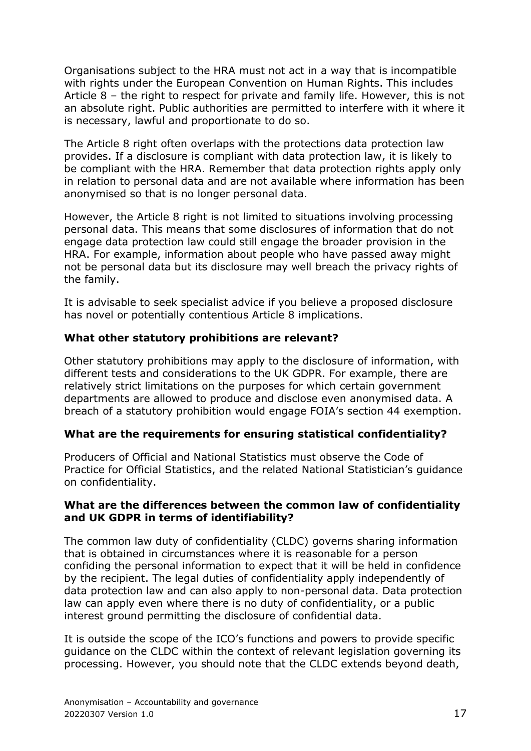Organisations subject to the HRA must not act in a way that is incompatible with rights under the European Convention on Human Rights. This includes Article 8 – the right to respect for private and family life. However, this is not an absolute right. Public authorities are permitted to interfere with it where it is necessary, lawful and proportionate to do so.

The Article 8 right often overlaps with the protections data protection law provides. If a disclosure is compliant with data protection law, it is likely to be compliant with the HRA. Remember that data protection rights apply only in relation to personal data and are not available where information has been anonymised so that is no longer personal data.

However, the Article 8 right is not limited to situations involving processing personal data. This means that some disclosures of information that do not engage data protection law could still engage the broader provision in the HRA. For example, information about people who have passed away might not be personal data but its disclosure may well breach the privacy rights of the family.

It is advisable to seek specialist advice if you believe a proposed disclosure has novel or potentially contentious Article 8 implications.

### What other statutory prohibitions are relevant?

Other statutory prohibitions may apply to the disclosure of information, with different tests and considerations to the UK GDPR. For example, there are relatively strict limitations on the purposes for which certain government departments are allowed to produce and disclose even anonymised data. A breach of a statutory prohibition would engage FOIA's section 44 exemption.

### What are the requirements for ensuring statistical confidentiality?

Producers of Official and National Statistics must observe the Code of Practice for Official Statistics, and the related National Statistician's guidance on confidentiality.

### What are the differences between the common law of confidentiality and UK GDPR in terms of identifiability?

The common law duty of confidentiality (CLDC) governs sharing information that is obtained in circumstances where it is reasonable for a person confiding the personal information to expect that it will be held in confidence by the recipient. The legal duties of confidentiality apply independently of data protection law and can also apply to non-personal data. Data protection law can apply even where there is no duty of confidentiality, or a public interest ground permitting the disclosure of confidential data.

It is outside the scope of the ICO's functions and powers to provide specific guidance on the CLDC within the context of relevant legislation governing its processing. However, you should note that the CLDC extends beyond death,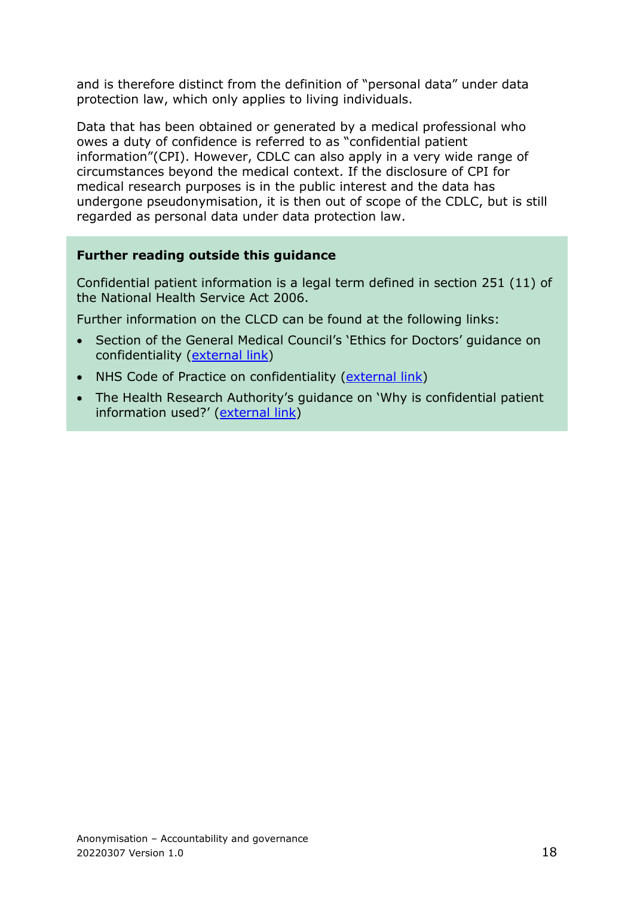and is therefore distinct from the definition of "personal data" under data protection law, which only applies to living individuals.

Data that has been obtained or generated by a medical professional who owes a duty of confidence is referred to as "confidential patient information"(CPI). However, CDLC can also apply in a very wide range of circumstances beyond the medical context. If the disclosure of CPI for medical research purposes is in the public interest and the data has undergone pseudonymisation, it is then out of scope of the CDLC, but is still regarded as personal data under data protection law.

**Further reading outside this guidance**

Confidential patient information is a legal term defined in section 251 (11) of the National Health Service Act 2006.

Further information on the CLCD can be found at the following links:

- Section of the General Medical Council's 'Ethics for Doctors' guidance on confidentiality (external link)
- NHS Code of Practice on confidentiality (external link)
- The Health Research Authority's guidance on 'Why is confidential patient information used?' (external link)